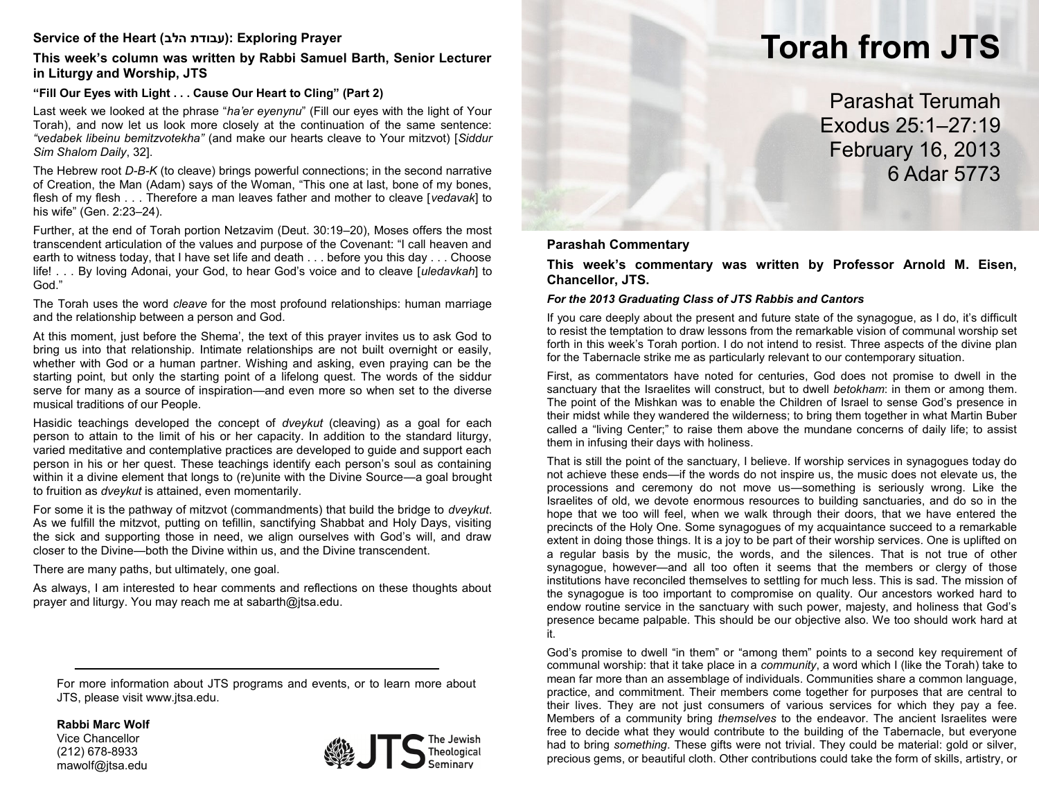# Torah from JTS

Parashat Terumah
Exodus 25:1–27:19
February 16, 2013
6 Adar 5773

## Parashah Commentary

**This week's commentary was written by Professor Arnold M. Eisen, Chancellor, JTS.**

***For the 2013 Graduating Class of JTS Rabbis and Cantors***

If you care deeply about the present and future state of the synagogue, as I do, it's difficult to resist the temptation to draw lessons from the remarkable vision of communal worship set forth in this week's Torah portion. I do not intend to resist. Three aspects of the divine plan for the Tabernacle strike me as particularly relevant to our contemporary situation.

First, as commentators have noted for centuries, God does not promise to dwell in the sanctuary that the Israelites will construct, but to dwell *betokham*: in them or among them. The point of the Mishkan was to enable the Children of Israel to sense God's presence in their midst while they wandered the wilderness; to bring them together in what Martin Buber called a "living Center;" to raise them above the mundane concerns of daily life; to assist them in infusing their days with holiness.

That is still the point of the sanctuary, I believe. If worship services in synagogues today do not achieve these ends—if the words do not inspire us, the music does not elevate us, the processions and ceremony do not move us—something is seriously wrong. Like the Israelites of old, we devote enormous resources to building sanctuaries, and do so in the hope that we too will feel, when we walk through their doors, that we have entered the precincts of the Holy One. Some synagogues of my acquaintance succeed to a remarkable extent in doing those things. It is a joy to be part of their worship services. One is uplifted on a regular basis by the music, the words, and the silences. That is not true of other synagogue, however—and all too often it seems that the members or clergy of those institutions have reconciled themselves to settling for much less. This is sad. The mission of the synagogue is too important to compromise on quality. Our ancestors worked hard to endow routine service in the sanctuary with such power, majesty, and holiness that God's presence became palpable. This should be our objective also. We too should work hard at it.

God's promise to dwell "in them" or "among them" points to a second key requirement of communal worship: that it take place in a *community*, a word which I (like the Torah) take to mean far more than an assemblage of individuals. Communities share a common language, practice, and commitment. Their members come together for purposes that are central to their lives. They are not just consumers of various services for which they pay a fee. Members of a community bring *themselves* to the endeavor. The ancient Israelites were free to decide what they would contribute to the building of the Tabernacle, but everyone had to bring *something*. These gifts were not trivial. They could be material: gold or silver, precious gems, or beautiful cloth. Other contributions could take the form of skills, artistry, or

---

### Service of the Heart (עבודת הלב): Exploring Prayer

**This week's column was written by Rabbi Samuel Barth, Senior Lecturer in Liturgy and Worship, JTS**

**"Fill Our Eyes with Light . . . Cause Our Heart to Cling" (Part 2)**

Last week we looked at the phrase "*ha'er eyenynu*" (Fill our eyes with the light of Your Torah), and now let us look more closely at the continuation of the same sentence: *"vedabek libeinu bemitzvotekha"* (and make our hearts cleave to Your mitzvot) [*Siddur Sim Shalom Daily*, 32].

The Hebrew root *D-B-K* (to cleave) brings powerful connections; in the second narrative of Creation, the Man (Adam) says of the Woman, "This one at last, bone of my bones, flesh of my flesh . . . Therefore a man leaves father and mother to cleave [*vedavak*] to his wife" (Gen. 2:23–24).

Further, at the end of Torah portion Netzavim (Deut. 30:19–20), Moses offers the most transcendent articulation of the values and purpose of the Covenant: "I call heaven and earth to witness today, that I have set life and death . . . before you this day . . . Choose life! . . . By loving Adonai, your God, to hear God's voice and to cleave [*uledavkah*] to God."

The Torah uses the word *cleave* for the most profound relationships: human marriage and the relationship between a person and God.

At this moment, just before the Shema', the text of this prayer invites us to ask God to bring us into that relationship. Intimate relationships are not built overnight or easily, whether with God or a human partner. Wishing and asking, even praying can be the starting point, but only the starting point of a lifelong quest. The words of the siddur serve for many as a source of inspiration—and even more so when set to the diverse musical traditions of our People.

Hasidic teachings developed the concept of *dveykut* (cleaving) as a goal for each person to attain to the limit of his or her capacity. In addition to the standard liturgy, varied meditative and contemplative practices are developed to guide and support each person in his or her quest. These teachings identify each person's soul as containing within it a divine element that longs to (re)unite with the Divine Source—a goal brought to fruition as *dveykut* is attained, even momentarily.

For some it is the pathway of mitzvot (commandments) that build the bridge to *dveykut*. As we fulfill the mitzvot, putting on tefillin, sanctifying Shabbat and Holy Days, visiting the sick and supporting those in need, we align ourselves with God's will, and draw closer to the Divine—both the Divine within us, and the Divine transcendent.

There are many paths, but ultimately, one goal.

As always, I am interested to hear comments and reflections on these thoughts about prayer and liturgy. You may reach me at sabarth@jtsa.edu.

---

For more information about JTS programs and events, or to learn more about JTS, please visit www.jtsa.edu.

**Rabbi Marc Wolf**
Vice Chancellor
(212) 678-8933
mawolf@jtsa.edu

JTS The Jewish Theological Seminary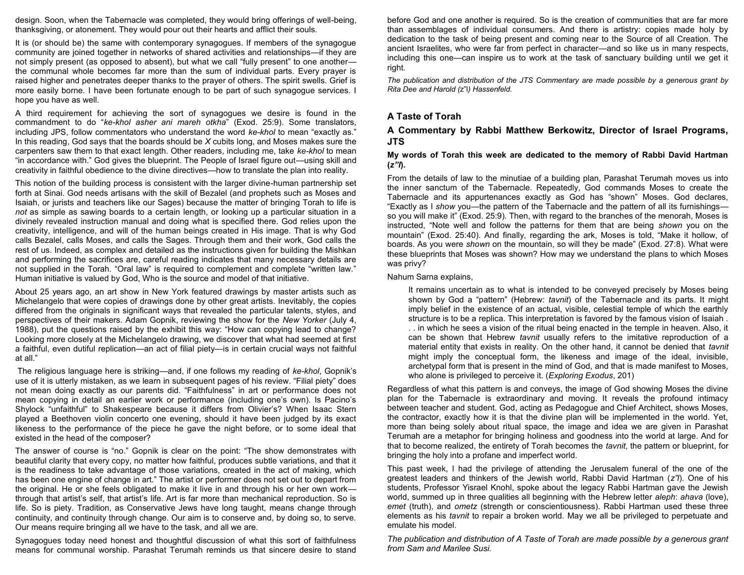design. Soon, when the Tabernacle was completed, they would bring offerings of well-being, thanksgiving, or atonement. They would pour out their hearts and afflict their souls.

It is (or should be) the same with contemporary synagogues. If members of the synagogue community are joined together in networks of shared activities and relationships—if they are not simply present (as opposed to absent), but what we call "fully present" to one another—the communal whole becomes far more than the sum of individual parts. Every prayer is raised higher and penetrates deeper thanks to the prayer of others. The spirit swells. Grief is more easily borne. I have been fortunate enough to be part of such synagogue services. I hope you have as well.

A third requirement for achieving the sort of synagogues we desire is found in the commandment to do "*ke-khol asher ani mareh otkha*" (Exod. 25:9). Some translators, including JPS, follow commentators who understand the word *ke-khol* to mean "exactly as." In this reading, God says that the boards should be *X* cubits long, and Moses makes sure the carpenters saw them to that exact length. Other readers, including me, take *ke-khol* to mean "in accordance with." God gives the blueprint. The People of Israel figure out—using skill and creativity in faithful obedience to the divine directives—how to translate the plan into reality.

This notion of the building process is consistent with the larger divine-human partnership set forth at Sinai. God needs artisans with the skill of Bezalel (and prophets such as Moses and Isaiah, or jurists and teachers like our Sages) because the matter of bringing Torah to life is *not* as simple as sawing boards to a certain length, or looking up a particular situation in a divinely revealed instruction manual and doing what is specified there. God relies upon the creativity, intelligence, and will of the human beings created in His image. That is why God calls Bezalel, calls Moses, and calls the Sages. Through them and their work, God calls the rest of us. Indeed, as complex and detailed as the instructions given for building the Mishkan and performing the sacrifices are, careful reading indicates that many necessary details are not supplied in the Torah. "Oral law" is required to complement and complete "written law." Human initiative is valued by God, Who is the source and model of that initiative.

About 25 years ago, an art show in New York featured drawings by master artists such as Michelangelo that were copies of drawings done by other great artists. Inevitably, the copies differed from the originals in significant ways that revealed the particular talents, styles, and perspectives of their makers. Adam Gopnik, reviewing the show for the *New Yorker* (July 4, 1988), put the questions raised by the exhibit this way: "How can copying lead to change? Looking more closely at the Michelangelo drawing, we discover that what had seemed at first a faithful, even dutiful replication—an act of filial piety—is in certain crucial ways not faithful at all."

The religious language here is striking—and, if one follows my reading of *ke-khol*, Gopnik's use of it is utterly mistaken, as we learn in subsequent pages of his review. "Filial piety" does not mean doing exactly as our parents did. "Faithfulness" in art or performance does not mean copying in detail an earlier work or performance (including one's own). Is Pacino's Shylock "unfaithful" to Shakespeare because it differs from Olivier's? When Isaac Stern played a Beethoven violin concerto one evening, should it have been judged by its exact likeness to the performance of the piece he gave the night before, or to some ideal that existed in the head of the composer?

The answer of course is "no." Gopnik is clear on the point: "The show demonstrates with beautiful clarity that every copy, no matter how faithful, produces subtle variations, and that it is the readiness to take advantage of those variations, created in the act of making, which has been one engine of change in art." The artist or performer does not set out to depart from the original. He or she feels obligated to make it live in and through his or her own work—through that artist's self, that artist's life. Art is far more than mechanical reproduction. So is life. So is piety. Tradition, as Conservative Jews have long taught, means change through continuity, and continuity through change. Our aim is to conserve and, by doing so, to serve. Our means require bringing all we have to the task, and all we are.

Synagogues today need honest and thoughtful discussion of what this sort of faithfulness means for communal worship. Parashat Terumah reminds us that sincere desire to stand before God and one another is required. So is the creation of communities that are far more than assemblages of individual consumers. And there is artistry: copies made holy by dedication to the task of being present and coming near to the Source of all Creation. The ancient Israelites, who were far from perfect in character—and so like us in many respects, including this one—can inspire us to work at the task of sanctuary building until we get it right.

*The publication and distribution of the JTS Commentary are made possible by a generous grant by Rita Dee and Harold (z"l) Hassenfeld.*

## A Taste of Torah

## A Commentary by Rabbi Matthew Berkowitz, Director of Israel Programs, JTS

**My words of Torah this week are dedicated to the memory of Rabbi David Hartman (*z"l*).**

From the details of law to the minutiae of a building plan, Parashat Terumah moves us into the inner sanctum of the Tabernacle. Repeatedly, God commands Moses to create the Tabernacle and its appurtenances exactly as God has "shown" Moses. God declares, "Exactly as I *show* you—the pattern of the Tabernacle and the pattern of all its furnishings—so you will make it" (Exod. 25:9). Then, with regard to the branches of the menorah, Moses is instructed, "Note well and follow the patterns for them that are being *shown* you on the mountain" (Exod. 25:40). And finally, regarding the ark, Moses is told, "Make it hollow, of boards. As you were *shown* on the mountain, so will they be made" (Exod. 27:8). What were these blueprints that Moses was shown? How may we understand the plans to which Moses was privy?

Nahum Sarna explains,

> It remains uncertain as to what is intended to be conveyed precisely by Moses being shown by God a "pattern" (Hebrew: *tavnit*) of the Tabernacle and its parts. It might imply belief in the existence of an actual, visible, celestial temple of which the earthly structure is to be a replica. This interpretation is favored by the famous vision of Isaiah . . . in which he sees a vision of the ritual being enacted in the temple in heaven. Also, it can be shown that Hebrew *tavnit* usually refers to the imitative reproduction of a material entity that exists in reality. On the other hand, it cannot be denied that *tavnit* might imply the conceptual form, the likeness and image of the ideal, invisible, archetypal form that is present in the mind of God, and that is made manifest to Moses, who alone is privileged to perceive it. (*Exploring Exodus*, 201)

Regardless of what this pattern is and conveys, the image of God showing Moses the divine plan for the Tabernacle is extraordinary and moving. It reveals the profound intimacy between teacher and student. God, acting as Pedagogue and Chief Architect, shows Moses, the contractor, exactly how it is that the divine plan will be implemented in the world. Yet, more than being solely about ritual space, the image and idea we are given in Parashat Terumah are a metaphor for bringing holiness and goodness into the world at large. And for that to become realized, the entirety of Torah becomes the *tavnit*, the pattern or blueprint, for bringing the holy into a profane and imperfect world.

This past week, I had the privilege of attending the Jerusalem funeral of the one of the greatest leaders and thinkers of the Jewish world, Rabbi David Hartman (*z"l*). One of his students, Professor Yisrael Knohl, spoke about the legacy Rabbi Hartman gave the Jewish world, summed up in three qualities all beginning with the Hebrew letter *aleph*: *ahava* (love), *emet* (truth), and *ometz* (strength or conscientiousness). Rabbi Hartman used these three elements as his *tavnit* to repair a broken world. May we all be privileged to perpetuate and emulate his model.

*The publication and distribution of A Taste of Torah are made possible by a generous grant from Sam and Marilee Susi.*